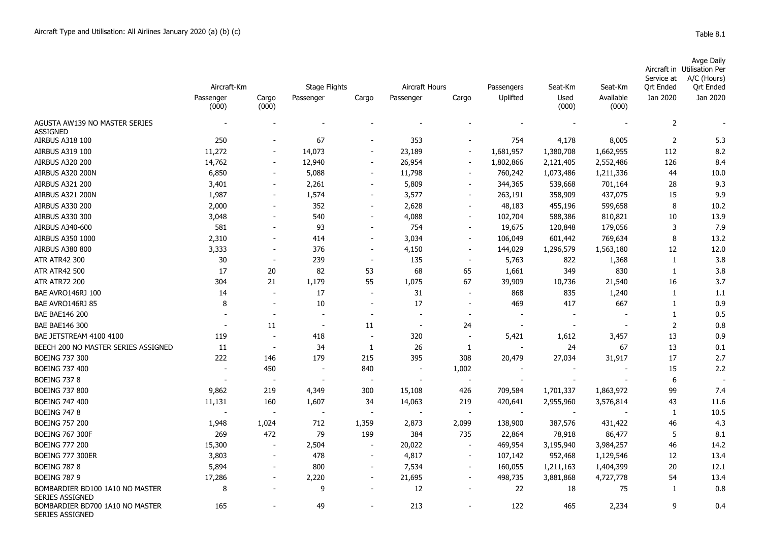Aircraft Type and Utilisation: All Airlines January 2020 (a) (b) (c)

Table 8.1

| | Aircraft-Km | | Stage Flights | | Aircraft Hours | | Passengers | Seat-Km | Seat-Km | Aircraft in Service at Qrt Ended | Avge Daily Utilisation Per A/C (Hours) Qrt Ended |
|---|---|---|---|---|---|---|---|---|---|---|---|
| | Passenger (000) | Cargo (000) | Passenger | Cargo | Passenger | Cargo | Uplifted | Used (000) | Available (000) | Jan 2020 | Jan 2020 |
| AGUSTA AW139 NO MASTER SERIES ASSIGNED | - | - | - | - | - | - | - | - | - | 2 | - |
| AIRBUS A318 100 | 250 | - | 67 | - | 353 | - | 754 | 4,178 | 8,005 | 2 | 5.3 |
| AIRBUS A319 100 | 11,272 | - | 14,073 | - | 23,189 | - | 1,681,957 | 1,380,708 | 1,662,955 | 112 | 8.2 |
| AIRBUS A320 200 | 14,762 | - | 12,940 | - | 26,954 | - | 1,802,866 | 2,121,405 | 2,552,486 | 126 | 8.4 |
| AIRBUS A320 200N | 6,850 | - | 5,088 | - | 11,798 | - | 760,242 | 1,073,486 | 1,211,336 | 44 | 10.0 |
| AIRBUS A321 200 | 3,401 | - | 2,261 | - | 5,809 | - | 344,365 | 539,668 | 701,164 | 28 | 9.3 |
| AIRBUS A321 200N | 1,987 | - | 1,574 | - | 3,577 | - | 263,191 | 358,909 | 437,075 | 15 | 9.9 |
| AIRBUS A330 200 | 2,000 | - | 352 | - | 2,628 | - | 48,183 | 455,196 | 599,658 | 8 | 10.2 |
| AIRBUS A330 300 | 3,048 | - | 540 | - | 4,088 | - | 102,704 | 588,386 | 810,821 | 10 | 13.9 |
| AIRBUS A340-600 | 581 | - | 93 | - | 754 | - | 19,675 | 120,848 | 179,056 | 3 | 7.9 |
| AIRBUS A350 1000 | 2,310 | - | 414 | - | 3,034 | - | 106,049 | 601,442 | 769,634 | 8 | 13.2 |
| AIRBUS A380 800 | 3,333 | - | 376 | - | 4,150 | - | 144,029 | 1,296,579 | 1,563,180 | 12 | 12.0 |
| ATR ATR42 300 | 30 | - | 239 | - | 135 | - | 5,763 | 822 | 1,368 | 1 | 3.8 |
| ATR ATR42 500 | 17 | 20 | 82 | 53 | 68 | 65 | 1,661 | 349 | 830 | 1 | 3.8 |
| ATR ATR72 200 | 304 | 21 | 1,179 | 55 | 1,075 | 67 | 39,909 | 10,736 | 21,540 | 16 | 3.7 |
| BAE AVRO146RJ 100 | 14 | - | 17 | - | 31 | - | 868 | 835 | 1,240 | 1 | 1.1 |
| BAE AVRO146RJ 85 | 8 | - | 10 | - | 17 | - | 469 | 417 | 667 | 1 | 0.9 |
| BAE BAE146 200 | - | - | - | - | - | - | - | - | - | 1 | 0.5 |
| BAE BAE146 300 | - | 11 | - | 11 | - | 24 | - | - | - | 2 | 0.8 |
| BAE JETSTREAM 4100 4100 | 119 | - | 418 | - | 320 | - | 5,421 | 1,612 | 3,457 | 13 | 0.9 |
| BEECH 200 NO MASTER SERIES ASSIGNED | 11 | - | 34 | 1 | 26 | 1 | - | 24 | 67 | 13 | 0.1 |
| BOEING 737 300 | 222 | 146 | 179 | 215 | 395 | 308 | 20,479 | 27,034 | 31,917 | 17 | 2.7 |
| BOEING 737 400 | - | 450 | - | 840 | - | 1,002 | - | - | - | 15 | 2.2 |
| BOEING 737 8 | - | - | - | - | - | - | - | - | - | 6 | - |
| BOEING 737 800 | 9,862 | 219 | 4,349 | 300 | 15,108 | 426 | 709,584 | 1,701,337 | 1,863,972 | 99 | 7.4 |
| BOEING 747 400 | 11,131 | 160 | 1,607 | 34 | 14,063 | 219 | 420,641 | 2,955,960 | 3,576,814 | 43 | 11.6 |
| BOEING 747 8 | - | - | - | - | - | - | - | - | - | 1 | 10.5 |
| BOEING 757 200 | 1,948 | 1,024 | 712 | 1,359 | 2,873 | 2,099 | 138,900 | 387,576 | 431,422 | 46 | 4.3 |
| BOEING 767 300F | 269 | 472 | 79 | 199 | 384 | 735 | 22,864 | 78,918 | 86,477 | 5 | 8.1 |
| BOEING 777 200 | 15,300 | - | 2,504 | - | 20,022 | - | 469,954 | 3,195,940 | 3,984,257 | 46 | 14.2 |
| BOEING 777 300ER | 3,803 | - | 478 | - | 4,817 | - | 107,142 | 952,468 | 1,129,546 | 12 | 13.4 |
| BOEING 787 8 | 5,894 | - | 800 | - | 7,534 | - | 160,055 | 1,211,163 | 1,404,399 | 20 | 12.1 |
| BOEING 787 9 | 17,286 | - | 2,220 | - | 21,695 | - | 498,735 | 3,881,868 | 4,727,778 | 54 | 13.4 |
| BOMBARDIER BD100 1A10 NO MASTER SERIES ASSIGNED | 8 | - | 9 | - | 12 | - | 22 | 18 | 75 | 1 | 0.8 |
| BOMBARDIER BD700 1A10 NO MASTER SERIES ASSIGNED | 165 | - | 49 | - | 213 | - | 122 | 465 | 2,234 | 9 | 0.4 |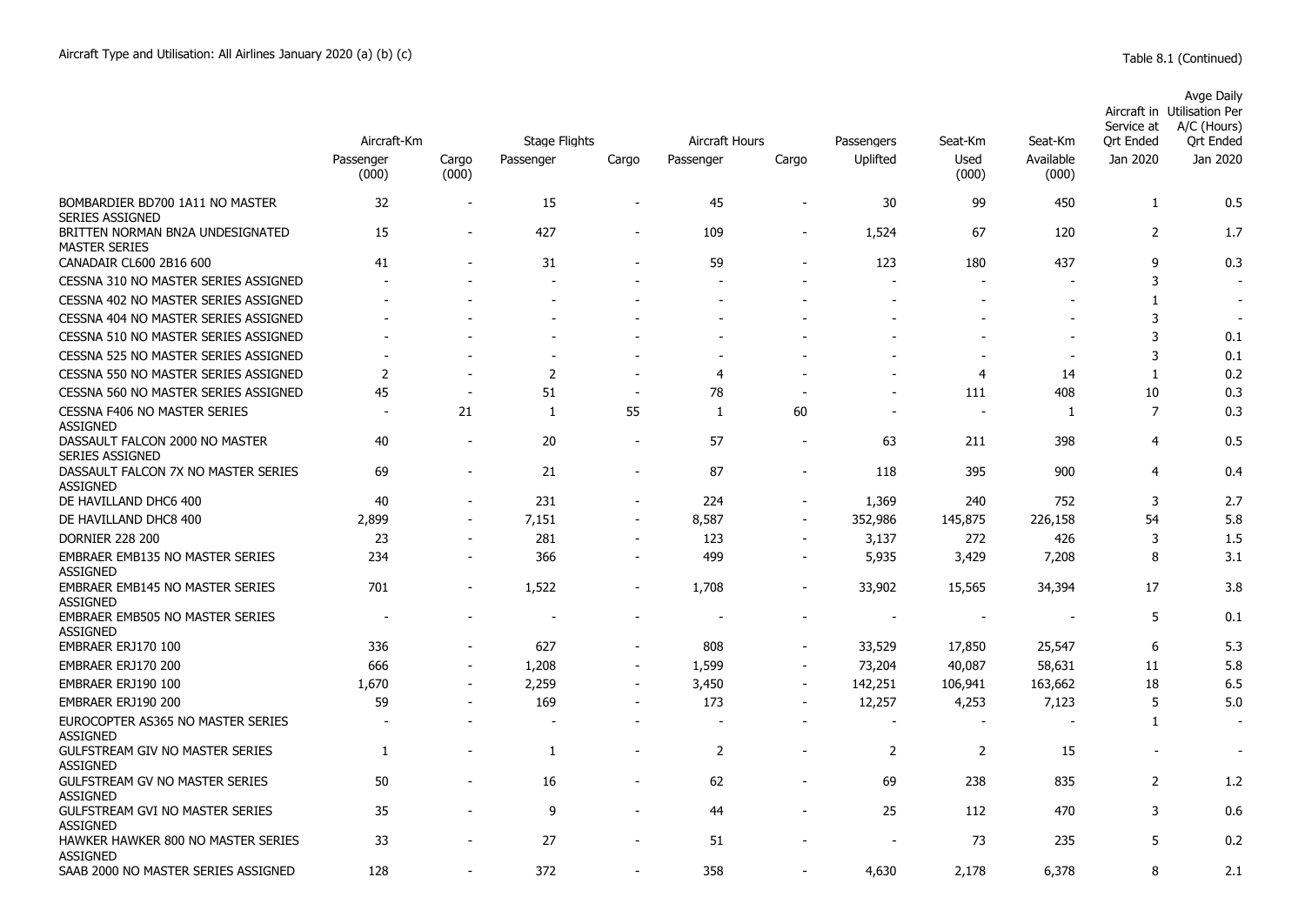Aircraft Type and Utilisation: All Airlines January 2020 (a) (b) (c)

Table 8.1 (Continued)

| | Aircraft-Km | | Stage Flights | | Aircraft Hours | | Passengers | Seat-Km | Seat-Km | Aircraft in Service at Qrt Ended | Avge Daily Utilisation Per A/C (Hours) Qrt Ended |
|---|---|---|---|---|---|---|---|---|---|---|---|
| | Passenger (000) | Cargo (000) | Passenger | Cargo | Passenger | Cargo | Uplifted | Used (000) | Available (000) | Jan 2020 | Jan 2020 |
| BOMBARDIER BD700 1A11 NO MASTER SERIES ASSIGNED | 32 | - | 15 | - | 45 | - | 30 | 99 | 450 | 1 | 0.5 |
| BRITTEN NORMAN BN2A UNDESIGNATED MASTER SERIES | 15 | - | 427 | - | 109 | - | 1,524 | 67 | 120 | 2 | 1.7 |
| CANADAIR CL600 2B16 600 | 41 | - | 31 | - | 59 | - | 123 | 180 | 437 | 9 | 0.3 |
| CESSNA 310 NO MASTER SERIES ASSIGNED | - | - | - | - | - | - | - | - | - | 3 | - |
| CESSNA 402 NO MASTER SERIES ASSIGNED | - | - | - | - | - | - | - | - | - | 1 | - |
| CESSNA 404 NO MASTER SERIES ASSIGNED | - | - | - | - | - | - | - | - | - | 3 | - |
| CESSNA 510 NO MASTER SERIES ASSIGNED | - | - | - | - | - | - | - | - | - | 3 | 0.1 |
| CESSNA 525 NO MASTER SERIES ASSIGNED | - | - | - | - | - | - | - | - | - | 3 | 0.1 |
| CESSNA 550 NO MASTER SERIES ASSIGNED | 2 | - | 2 | - | 4 | - | - | 4 | 14 | 1 | 0.2 |
| CESSNA 560 NO MASTER SERIES ASSIGNED | 45 | - | 51 | - | 78 | - | - | 111 | 408 | 10 | 0.3 |
| CESSNA F406 NO MASTER SERIES ASSIGNED | - | 21 | 1 | 55 | 1 | 60 | - | - | 1 | 7 | 0.3 |
| DASSAULT FALCON 2000 NO MASTER SERIES ASSIGNED | 40 | - | 20 | - | 57 | - | 63 | 211 | 398 | 4 | 0.5 |
| DASSAULT FALCON 7X NO MASTER SERIES ASSIGNED | 69 | - | 21 | - | 87 | - | 118 | 395 | 900 | 4 | 0.4 |
| DE HAVILLAND DHC6 400 | 40 | - | 231 | - | 224 | - | 1,369 | 240 | 752 | 3 | 2.7 |
| DE HAVILLAND DHC8 400 | 2,899 | - | 7,151 | - | 8,587 | - | 352,986 | 145,875 | 226,158 | 54 | 5.8 |
| DORNIER 228 200 | 23 | - | 281 | - | 123 | - | 3,137 | 272 | 426 | 3 | 1.5 |
| EMBRAER EMB135 NO MASTER SERIES ASSIGNED | 234 | - | 366 | - | 499 | - | 5,935 | 3,429 | 7,208 | 8 | 3.1 |
| EMBRAER EMB145 NO MASTER SERIES ASSIGNED | 701 | - | 1,522 | - | 1,708 | - | 33,902 | 15,565 | 34,394 | 17 | 3.8 |
| EMBRAER EMB505 NO MASTER SERIES ASSIGNED | - | - | - | - | - | - | - | - | - | 5 | 0.1 |
| EMBRAER ERJ170 100 | 336 | - | 627 | - | 808 | - | 33,529 | 17,850 | 25,547 | 6 | 5.3 |
| EMBRAER ERJ170 200 | 666 | - | 1,208 | - | 1,599 | - | 73,204 | 40,087 | 58,631 | 11 | 5.8 |
| EMBRAER ERJ190 100 | 1,670 | - | 2,259 | - | 3,450 | - | 142,251 | 106,941 | 163,662 | 18 | 6.5 |
| EMBRAER ERJ190 200 | 59 | - | 169 | - | 173 | - | 12,257 | 4,253 | 7,123 | 5 | 5.0 |
| EUROCOPTER AS365 NO MASTER SERIES ASSIGNED | - | - | - | - | - | - | - | - | - | 1 | - |
| GULFSTREAM GIV NO MASTER SERIES ASSIGNED | 1 | - | 1 | - | 2 | - | 2 | 2 | 15 | - | - |
| GULFSTREAM GV NO MASTER SERIES ASSIGNED | 50 | - | 16 | - | 62 | - | 69 | 238 | 835 | 2 | 1.2 |
| GULFSTREAM GVI NO MASTER SERIES ASSIGNED | 35 | - | 9 | - | 44 | - | 25 | 112 | 470 | 3 | 0.6 |
| HAWKER HAWKER 800 NO MASTER SERIES ASSIGNED | 33 | - | 27 | - | 51 | - | - | 73 | 235 | 5 | 0.2 |
| SAAB 2000 NO MASTER SERIES ASSIGNED | 128 | - | 372 | - | 358 | - | 4,630 | 2,178 | 6,378 | 8 | 2.1 |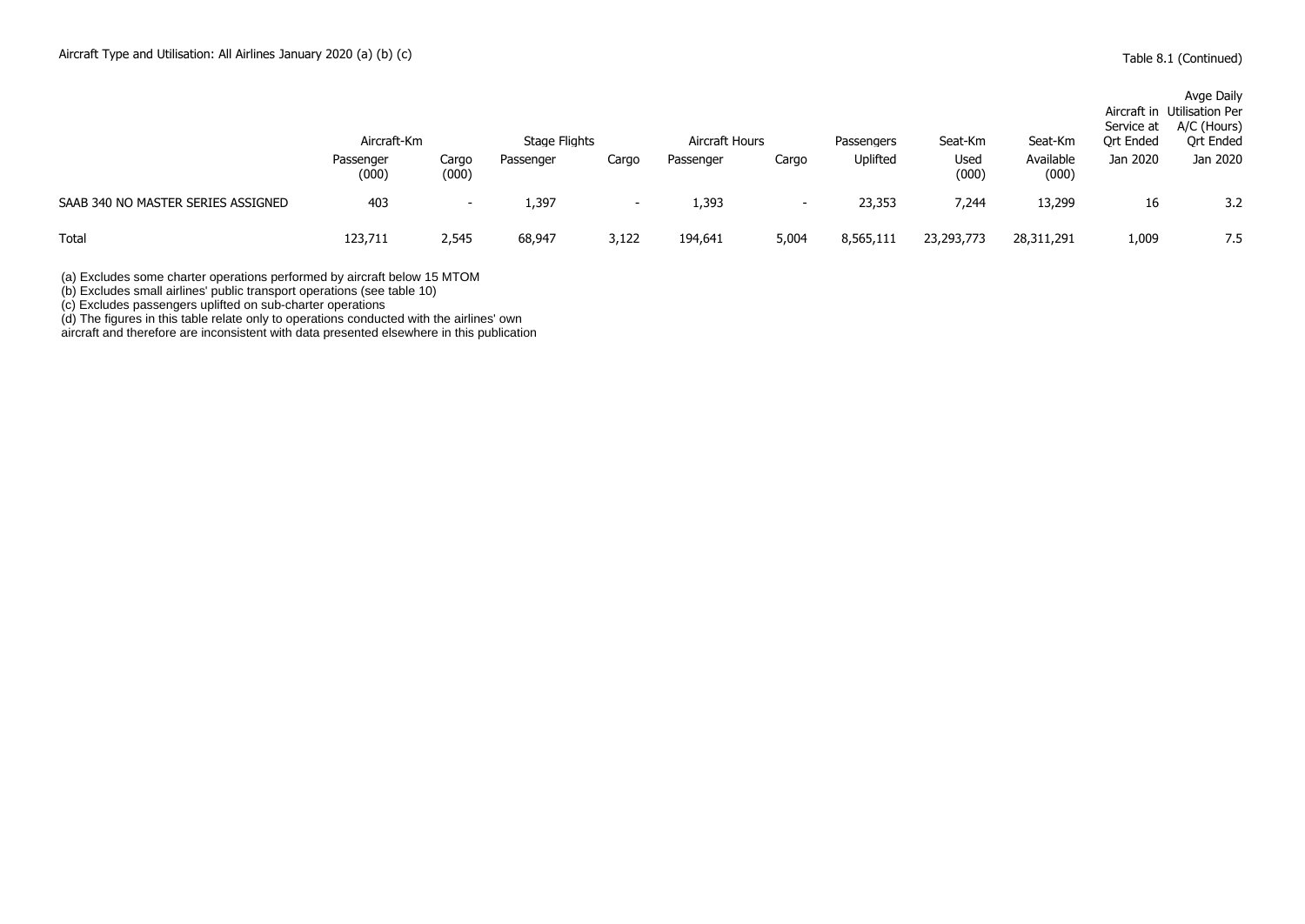Aircraft Type and Utilisation: All Airlines January 2020 (a) (b) (c)

Table 8.1 (Continued)

| | Aircraft-Km | | Stage Flights | | Aircraft Hours | | Passengers | Seat-Km | Seat-Km | Aircraft in Service at Qrt Ended | Avge Daily Utilisation Per A/C (Hours) Qrt Ended |
|---|---|---|---|---|---|---|---|---|---|---|---|
| | Passenger (000) | Cargo (000) | Passenger | Cargo | Passenger | Cargo | Uplifted | Used (000) | Available (000) | Jan 2020 | Jan 2020 |
| SAAB 340 NO MASTER SERIES ASSIGNED | 403 | - | 1,397 | - | 1,393 | - | 23,353 | 7,244 | 13,299 | 16 | 3.2 |
| Total | 123,711 | 2,545 | 68,947 | 3,122 | 194,641 | 5,004 | 8,565,111 | 23,293,773 | 28,311,291 | 1,009 | 7.5 |

(a) Excludes some charter operations performed by aircraft below 15 MTOM
(b) Excludes small airlines' public transport operations (see table 10)
(c) Excludes passengers uplifted on sub-charter operations
(d) The figures in this table relate only to operations conducted with the airlines' own aircraft and therefore are inconsistent with data presented elsewhere in this publication